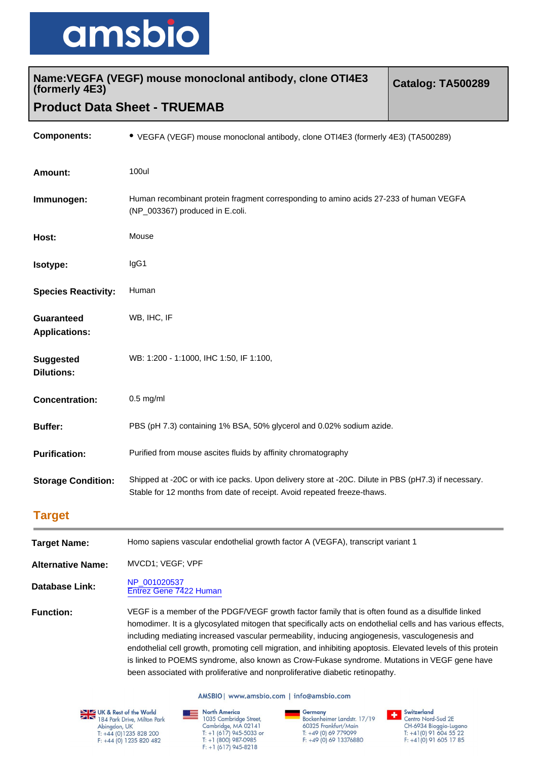amsbio

| Name:VEGFA (VEGF) mouse monoclonal antibody, clone OTI4E3 (formerly 4E3) | Catalog: TA500289 |
|---|---|
| **Product Data Sheet - TRUEMAB** | |

| | |
|---|---|
| **Components:** | • VEGFA (VEGF) mouse monoclonal antibody, clone OTI4E3 (formerly 4E3) (TA500289) |
| **Amount:** | 100ul |
| **Immunogen:** | Human recombinant protein fragment corresponding to amino acids 27-233 of human VEGFA (NP_003367) produced in E.coli. |
| **Host:** | Mouse |
| **Isotype:** | IgG1 |
| **Species Reactivity:** | Human |
| **Guaranteed Applications:** | WB, IHC, IF |
| **Suggested Dilutions:** | WB: 1:200 - 1:1000, IHC 1:50, IF 1:100, |
| **Concentration:** | 0.5 mg/ml |
| **Buffer:** | PBS (pH 7.3) containing 1% BSA, 50% glycerol and 0.02% sodium azide. |
| **Purification:** | Purified from mouse ascites fluids by affinity chromatography |
| **Storage Condition:** | Shipped at -20C or with ice packs. Upon delivery store at -20C. Dilute in PBS (pH7.3) if necessary. Stable for 12 months from date of receipt. Avoid repeated freeze-thaws. |

## Target

| | |
|---|---|
| **Target Name:** | Homo sapiens vascular endothelial growth factor A (VEGFA), transcript variant 1 |
| **Alternative Name:** | MVCD1; VEGF; VPF |
| **Database Link:** | NP_001020537<br>Entrez Gene 7422 Human |
| **Function:** | VEGF is a member of the PDGF/VEGF growth factor family that is often found as a disulfide linked homodimer. It is a glycosylated mitogen that specifically acts on endothelial cells and has various effects, including mediating increased vascular permeability, inducing angiogenesis, vasculogenesis and endothelial cell growth, promoting cell migration, and inhibiting apoptosis. Elevated levels of this protein is linked to POEMS syndrome, also known as Crow-Fukase syndrome. Mutations in VEGF gene have been associated with proliferative and nonproliferative diabetic retinopathy. |

AMSBIO | www.amsbio.com | info@amsbio.com

**UK & Rest of the World**
184 Park Drive, Milton Park
Abingdon, UK
T: +44 (0)1235 828 200
F: +44 (0) 1235 820 482

**North America**
1035 Cambridge Street,
Cambridge, MA 02141
T: +1 (617) 945-5033 or
T: +1 (800) 987-0985
F: +1 (617) 945-8218

**Germany**
Bockenheimer Landstr. 17/19
60325 Frankfurt/Main
T: +49 (0) 69 779099
F: +49 (0) 69 13376880

**Switzerland**
Centro Nord-Sud 2E
CH-6934 Bioggio-Lugano
T: +41(0) 91 604 55 22
F: +41(0) 91 605 17 85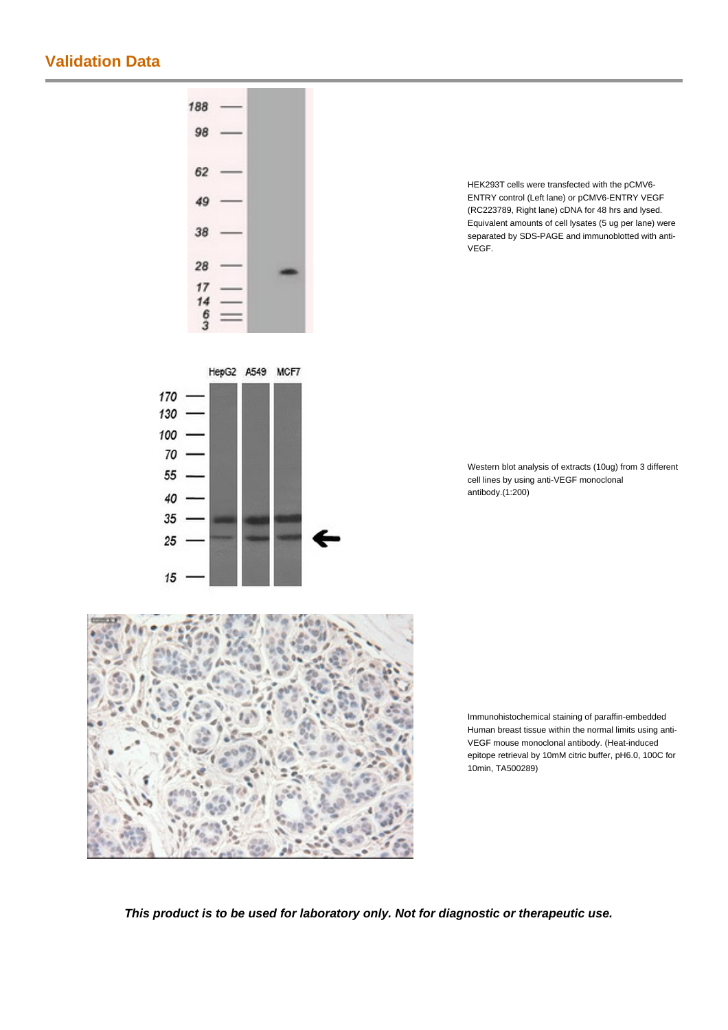## Validation Data

HEK293T cells were transfected with the pCMV6-ENTRY control (Left lane) or pCMV6-ENTRY VEGF (RC223789, Right lane) cDNA for 48 hrs and lysed. Equivalent amounts of cell lysates (5 ug per lane) were separated by SDS-PAGE and immunoblotted with anti-VEGF.

Western blot analysis of extracts (10ug) from 3 different cell lines by using anti-VEGF monoclonal antibody.(1:200)

Immunohistochemical staining of paraffin-embedded Human breast tissue within the normal limits using anti-VEGF mouse monoclonal antibody. (Heat-induced epitope retrieval by 10mM citric buffer, pH6.0, 100C for 10min, TA500289)

***This product is to be used for laboratory only. Not for diagnostic or therapeutic use.***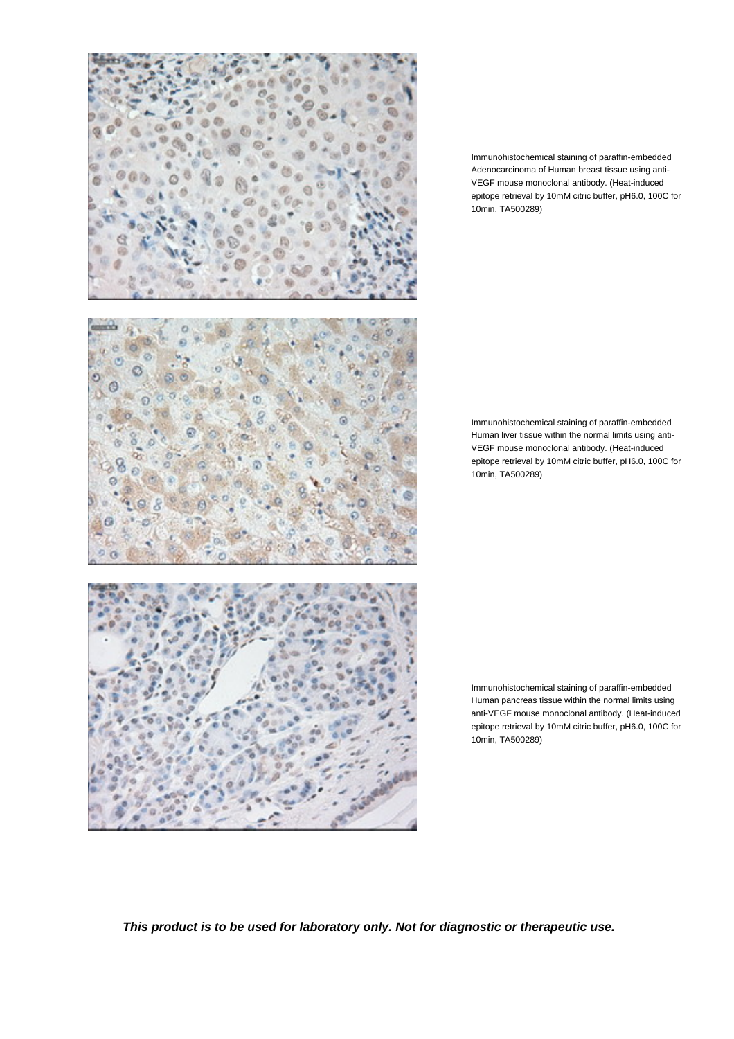Immunohistochemical staining of paraffin-embedded Adenocarcinoma of Human breast tissue using anti-VEGF mouse monoclonal antibody. (Heat-induced epitope retrieval by 10mM citric buffer, pH6.0, 100C for 10min, TA500289)

Immunohistochemical staining of paraffin-embedded Human liver tissue within the normal limits using anti-VEGF mouse monoclonal antibody. (Heat-induced epitope retrieval by 10mM citric buffer, pH6.0, 100C for 10min, TA500289)

Immunohistochemical staining of paraffin-embedded Human pancreas tissue within the normal limits using anti-VEGF mouse monoclonal antibody. (Heat-induced epitope retrieval by 10mM citric buffer, pH6.0, 100C for 10min, TA500289)

***This product is to be used for laboratory only. Not for diagnostic or therapeutic use.***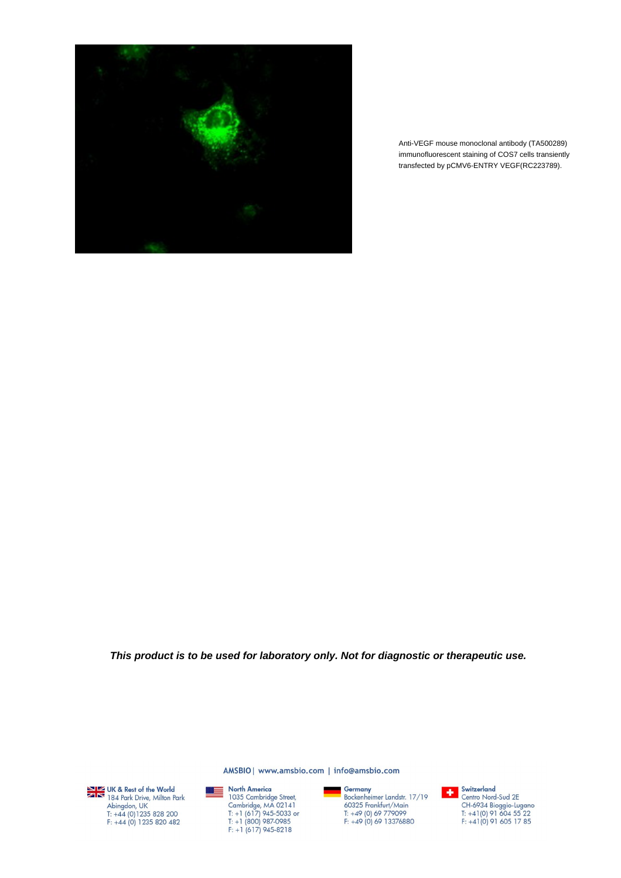Anti-VEGF mouse monoclonal antibody (TA500289) immunofluorescent staining of COS7 cells transiently transfected by pCMV6-ENTRY VEGF(RC223789).

***This product is to be used for laboratory only. Not for diagnostic or therapeutic use.***

AMSBIO | www.amsbio.com | info@amsbio.com

**UK & Rest of the World**
184 Park Drive, Milton Park
Abingdon, UK
T: +44 (0)1235 828 200
F: +44 (0) 1235 820 482

**North America**
1035 Cambridge Street,
Cambridge, MA 02141
T: +1 (617) 945-5033 or
T: +1 (800) 987-0985
F: +1 (617) 945-8218

**Germany**
Bockenheimer Landstr. 17/19
60325 Frankfurt/Main
T: +49 (0) 69 779099
F: +49 (0) 69 13376880

**Switzerland**
Centro Nord-Sud 2E
CH-6934 Bioggio-Lugano
T: +41(0) 91 604 55 22
F: +41(0) 91 605 17 85